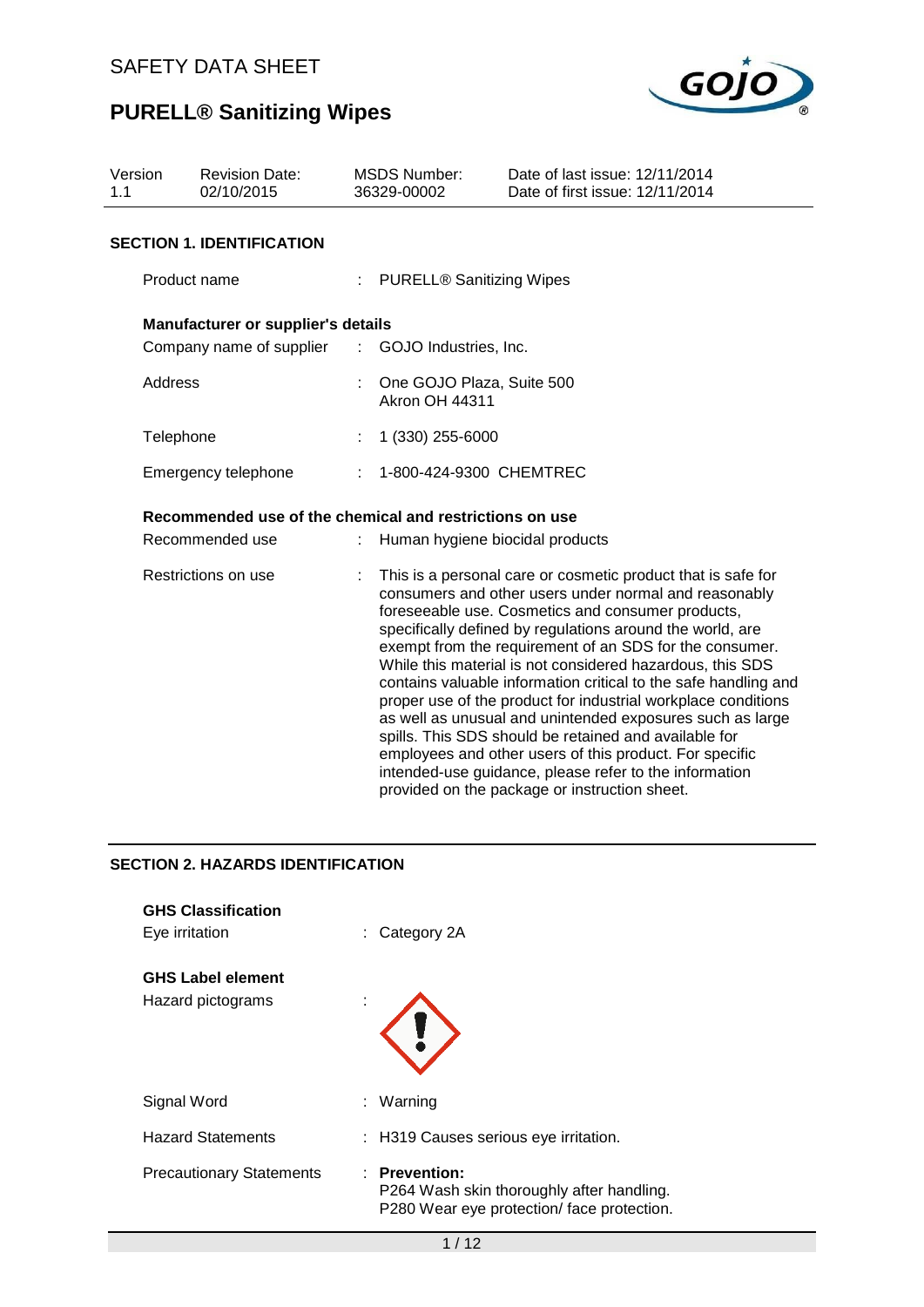SAFETY DATA SHEET

# PURELL® Sanitizing Wipes

| Version | Revision Date: | MSDS Number: | Date of last issue: 12/11/2014 |
|---|---|---|---|
| 1.1 | 02/10/2015 | 36329-00002 | Date of first issue: 12/11/2014 |

## SECTION 1. IDENTIFICATION

Product name : PURELL® Sanitizing Wipes

**Manufacturer or supplier's details**

Company name of supplier : GOJO Industries, Inc.

Address : One GOJO Plaza, Suite 500
Akron OH 44311

Telephone : 1 (330) 255-6000

Emergency telephone : 1-800-424-9300 CHEMTREC

**Recommended use of the chemical and restrictions on use**

Recommended use : Human hygiene biocidal products

Restrictions on use : This is a personal care or cosmetic product that is safe for consumers and other users under normal and reasonably foreseeable use. Cosmetics and consumer products, specifically defined by regulations around the world, are exempt from the requirement of an SDS for the consumer. While this material is not considered hazardous, this SDS contains valuable information critical to the safe handling and proper use of the product for industrial workplace conditions as well as unusual and unintended exposures such as large spills. This SDS should be retained and available for employees and other users of this product. For specific intended-use guidance, please refer to the information provided on the package or instruction sheet.

## SECTION 2. HAZARDS IDENTIFICATION

**GHS Classification**

Eye irritation : Category 2A

**GHS Label element**

Hazard pictograms :

Signal Word : Warning

Hazard Statements : H319 Causes serious eye irritation.

Precautionary Statements : **Prevention:**
P264 Wash skin thoroughly after handling.
P280 Wear eye protection/ face protection.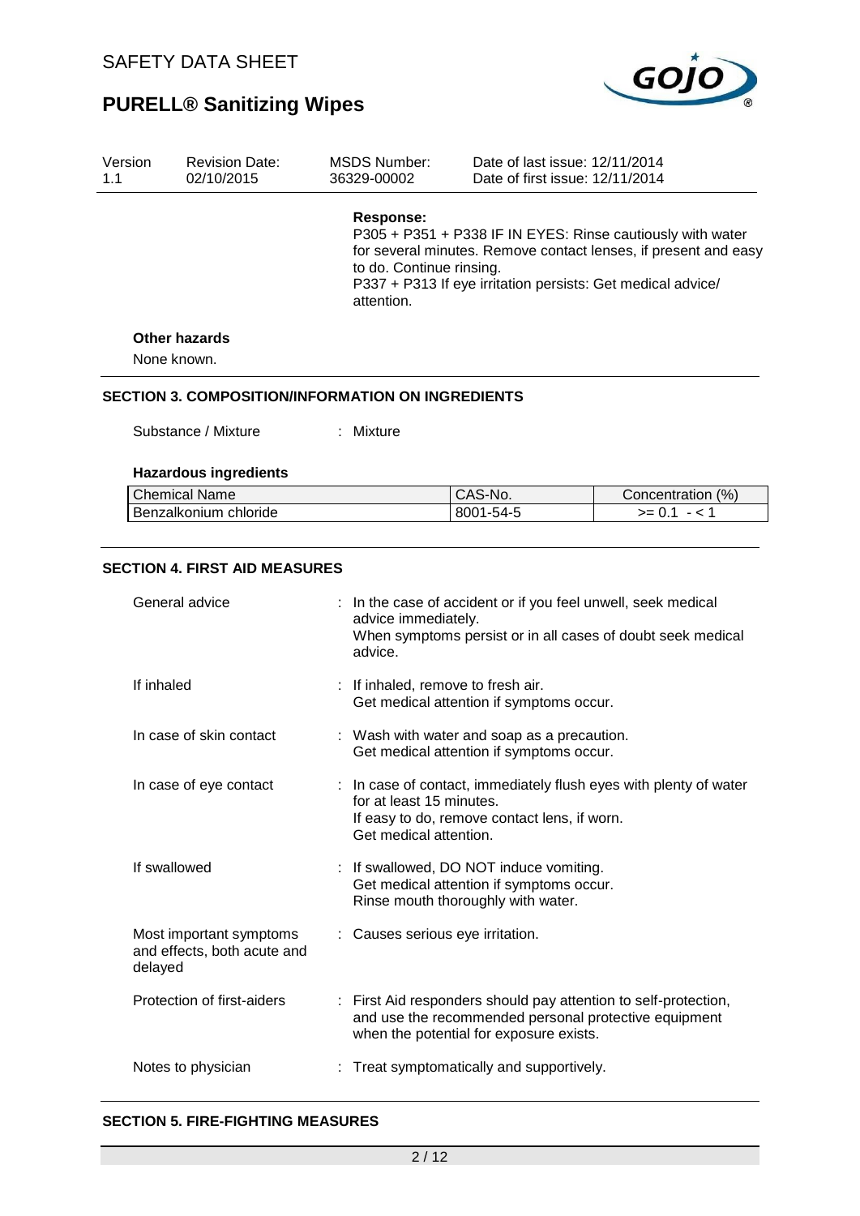**Response:**

P305 + P351 + P338 IF IN EYES: Rinse cautiously with water for several minutes. Remove contact lenses, if present and easy to do. Continue rinsing.
P337 + P313 If eye irritation persists: Get medical advice/ attention.

**Other hazards**

None known.

## SECTION 3. COMPOSITION/INFORMATION ON INGREDIENTS

Substance / Mixture : Mixture

**Hazardous ingredients**

| Chemical Name | CAS-No. | Concentration (%) |
|---|---|---|
| Benzalkonium chloride | 8001-54-5 | >= 0.1 - < 1 |

## SECTION 4. FIRST AID MEASURES

General advice : In the case of accident or if you feel unwell, seek medical advice immediately.
When symptoms persist or in all cases of doubt seek medical advice.

If inhaled : If inhaled, remove to fresh air.
Get medical attention if symptoms occur.

In case of skin contact : Wash with water and soap as a precaution.
Get medical attention if symptoms occur.

In case of eye contact : In case of contact, immediately flush eyes with plenty of water for at least 15 minutes.
If easy to do, remove contact lens, if worn.
Get medical attention.

If swallowed : If swallowed, DO NOT induce vomiting.
Get medical attention if symptoms occur.
Rinse mouth thoroughly with water.

Most important symptoms and effects, both acute and delayed : Causes serious eye irritation.

Protection of first-aiders : First Aid responders should pay attention to self-protection, and use the recommended personal protective equipment when the potential for exposure exists.

Notes to physician : Treat symptomatically and supportively.

## SECTION 5. FIRE-FIGHTING MEASURES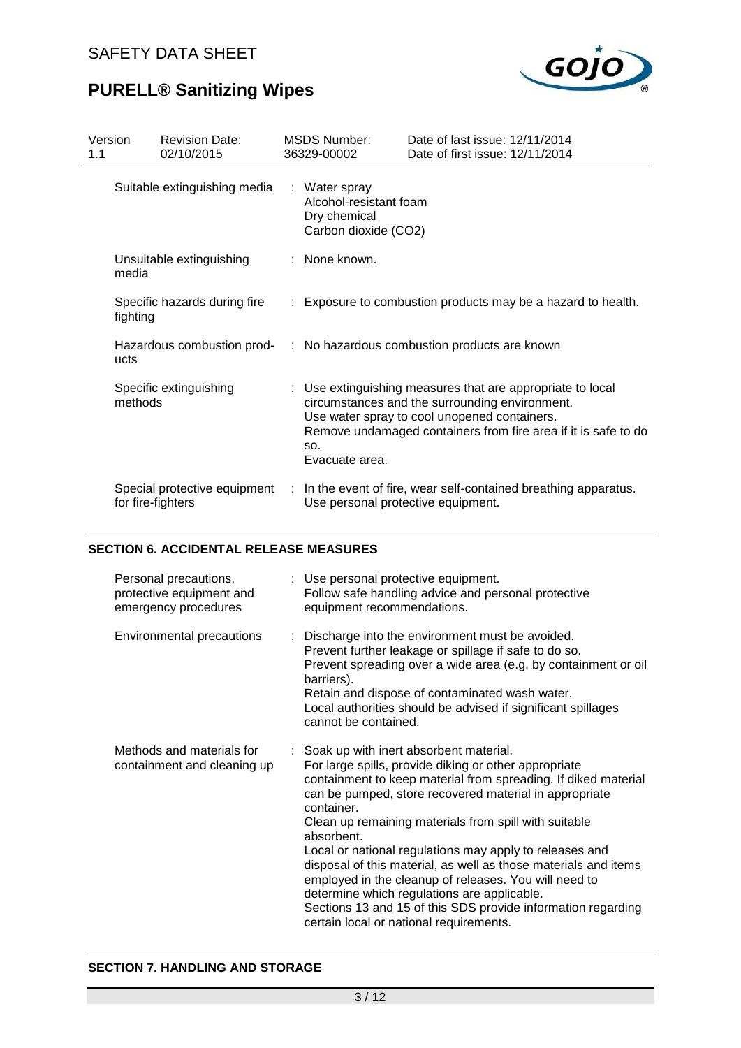| Version 1.1 | Revision Date: 02/10/2015 | MSDS Number: 36329-00002 | Date of last issue: 12/11/2014 Date of first issue: 12/11/2014 |
|---|---|---|---|

| | |
|---|---|
| Suitable extinguishing media | : Water spray<br>Alcohol-resistant foam<br>Dry chemical<br>Carbon dioxide ($CO_2$) |
| Unsuitable extinguishing media | : None known. |
| Specific hazards during fire fighting | : Exposure to combustion products may be a hazard to health. |
| Hazardous combustion products | : No hazardous combustion products are known |
| Specific extinguishing methods | : Use extinguishing measures that are appropriate to local circumstances and the surrounding environment.<br>Use water spray to cool unopened containers.<br>Remove undamaged containers from fire area if it is safe to do so.<br>Evacuate area. |
| Special protective equipment for fire-fighters | : In the event of fire, wear self-contained breathing apparatus.<br>Use personal protective equipment. |

## SECTION 6. ACCIDENTAL RELEASE MEASURES

| | |
|---|---|
| Personal precautions, protective equipment and emergency procedures | : Use personal protective equipment.<br>Follow safe handling advice and personal protective equipment recommendations. |
| Environmental precautions | : Discharge into the environment must be avoided.<br>Prevent further leakage or spillage if safe to do so.<br>Prevent spreading over a wide area (e.g. by containment or oil barriers).<br>Retain and dispose of contaminated wash water.<br>Local authorities should be advised if significant spillages cannot be contained. |
| Methods and materials for containment and cleaning up | : Soak up with inert absorbent material.<br>For large spills, provide diking or other appropriate containment to keep material from spreading. If diked material can be pumped, store recovered material in appropriate container.<br>Clean up remaining materials from spill with suitable absorbent.<br>Local or national regulations may apply to releases and disposal of this material, as well as those materials and items employed in the cleanup of releases. You will need to determine which regulations are applicable.<br>Sections 13 and 15 of this SDS provide information regarding certain local or national requirements. |

## SECTION 7. HANDLING AND STORAGE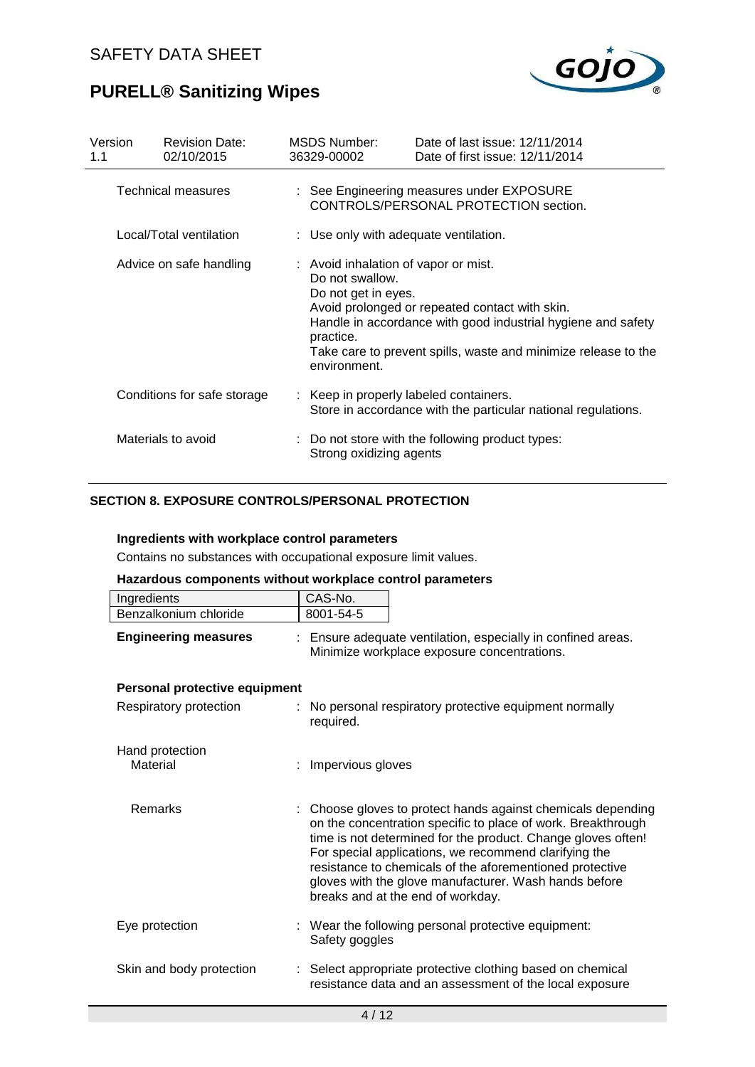| Technical measures | : See Engineering measures under EXPOSURE CONTROLS/PERSONAL PROTECTION section. |
|---|---|
| Local/Total ventilation | : Use only with adequate ventilation. |
| Advice on safe handling | : Avoid inhalation of vapor or mist. Do not swallow. Do not get in eyes. Avoid prolonged or repeated contact with skin. Handle in accordance with good industrial hygiene and safety practice. Take care to prevent spills, waste and minimize release to the environment. |
| Conditions for safe storage | : Keep in properly labeled containers. Store in accordance with the particular national regulations. |
| Materials to avoid | : Do not store with the following product types: Strong oxidizing agents |

## SECTION 8. EXPOSURE CONTROLS/PERSONAL PROTECTION

**Ingredients with workplace control parameters**

Contains no substances with occupational exposure limit values.

**Hazardous components without workplace control parameters**

| Ingredients | CAS-No. |
|---|---|
| Benzalkonium chloride | 8001-54-5 |

**Engineering measures** : Ensure adequate ventilation, especially in confined areas. Minimize workplace exposure concentrations.

**Personal protective equipment**

| | |
|---|---|
| Respiratory protection | : No personal respiratory protective equipment normally required. |
| Hand protection<br>Material | : Impervious gloves |
| Remarks | : Choose gloves to protect hands against chemicals depending on the concentration specific to place of work. Breakthrough time is not determined for the product. Change gloves often! For special applications, we recommend clarifying the resistance to chemicals of the aforementioned protective gloves with the glove manufacturer. Wash hands before breaks and at the end of workday. |
| Eye protection | : Wear the following personal protective equipment: Safety goggles |
| Skin and body protection | : Select appropriate protective clothing based on chemical resistance data and an assessment of the local exposure |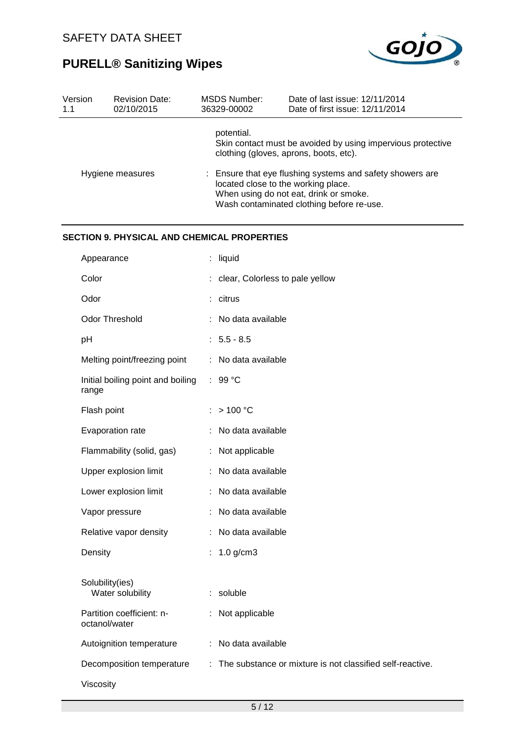| | |
|---|---|
| | potential. Skin contact must be avoided by using impervious protective clothing (gloves, aprons, boots, etc). |
| Hygiene measures | : Ensure that eye flushing systems and safety showers are located close to the working place. When using do not eat, drink or smoke. Wash contaminated clothing before re-use. |

## SECTION 9. PHYSICAL AND CHEMICAL PROPERTIES

| | |
|---|---|
| Appearance | : liquid |
| Color | : clear, Colorless to pale yellow |
| Odor | : citrus |
| Odor Threshold | : No data available |
| pH | : 5.5 - 8.5 |
| Melting point/freezing point | : No data available |
| Initial boiling point and boiling range | : 99 °C |
| Flash point | : > 100 °C |
| Evaporation rate | : No data available |
| Flammability (solid, gas) | : Not applicable |
| Upper explosion limit | : No data available |
| Lower explosion limit | : No data available |
| Vapor pressure | : No data available |
| Relative vapor density | : No data available |
| Density | : 1.0 g/cm3 |
| Solubility(ies) | |
| Water solubility | : soluble |
| Partition coefficient: n-octanol/water | : Not applicable |
| Autoignition temperature | : No data available |
| Decomposition temperature | : The substance or mixture is not classified self-reactive. |
| Viscosity | |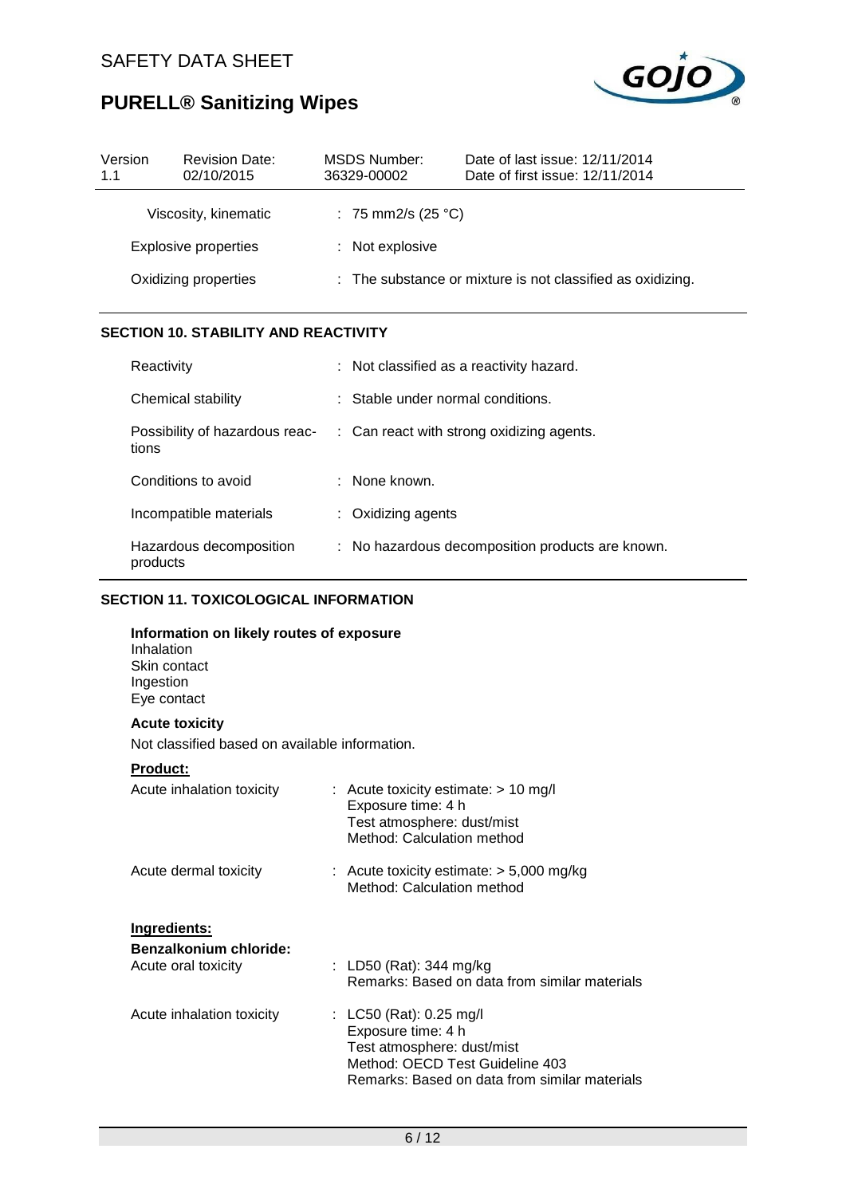| Version 1.1 | Revision Date: 02/10/2015 | MSDS Number: 36329-00002 | Date of last issue: 12/11/2014<br>Date of first issue: 12/11/2014 |
|---|---|---|---|

| | |
|---|---|
| Viscosity, kinematic | : 75 mm2/s (25 °C) |
| Explosive properties | : Not explosive |
| Oxidizing properties | : The substance or mixture is not classified as oxidizing. |

## SECTION 10. STABILITY AND REACTIVITY

| | |
|---|---|
| Reactivity | : Not classified as a reactivity hazard. |
| Chemical stability | : Stable under normal conditions. |
| Possibility of hazardous reactions | : Can react with strong oxidizing agents. |
| Conditions to avoid | : None known. |
| Incompatible materials | : Oxidizing agents |
| Hazardous decomposition products | : No hazardous decomposition products are known. |

## SECTION 11. TOXICOLOGICAL INFORMATION

**Information on likely routes of exposure**
Inhalation
Skin contact
Ingestion
Eye contact

**Acute toxicity**

Not classified based on available information.

**Product:**

| | |
|---|---|
| Acute inhalation toxicity | : Acute toxicity estimate: > 10 mg/l<br>Exposure time: 4 h<br>Test atmosphere: dust/mist<br>Method: Calculation method |
| Acute dermal toxicity | : Acute toxicity estimate: > 5,000 mg/kg<br>Method: Calculation method |

**Ingredients:**

**Benzalkonium chloride:**

| | |
|---|---|
| Acute oral toxicity | : LD50 (Rat): 344 mg/kg<br>Remarks: Based on data from similar materials |
| Acute inhalation toxicity | : LC50 (Rat): 0.25 mg/l<br>Exposure time: 4 h<br>Test atmosphere: dust/mist<br>Method: OECD Test Guideline 403<br>Remarks: Based on data from similar materials |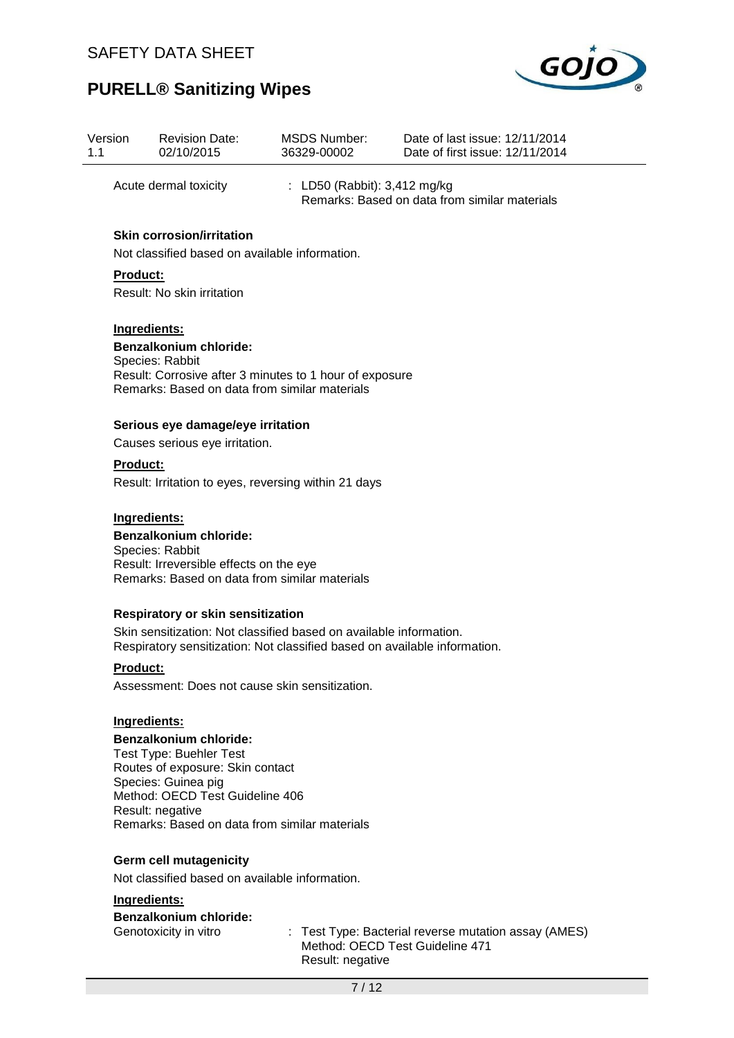| Version 1.1 | Revision Date: 02/10/2015 | MSDS Number: 36329-00002 | Date of last issue: 12/11/2014<br>Date of first issue: 12/11/2014 |
|---|---|---|---|

Acute dermal toxicity : LD50 (Rabbit): 3,412 mg/kg
Remarks: Based on data from similar materials

**Skin corrosion/irritation**

Not classified based on available information.

**Product:**

Result: No skin irritation

**Ingredients:**

**Benzalkonium chloride:**
Species: Rabbit
Result: Corrosive after 3 minutes to 1 hour of exposure
Remarks: Based on data from similar materials

**Serious eye damage/eye irritation**

Causes serious eye irritation.

**Product:**

Result: Irritation to eyes, reversing within 21 days

**Ingredients:**

**Benzalkonium chloride:**
Species: Rabbit
Result: Irreversible effects on the eye
Remarks: Based on data from similar materials

**Respiratory or skin sensitization**

Skin sensitization: Not classified based on available information.
Respiratory sensitization: Not classified based on available information.

**Product:**

Assessment: Does not cause skin sensitization.

**Ingredients:**

**Benzalkonium chloride:**
Test Type: Buehler Test
Routes of exposure: Skin contact
Species: Guinea pig
Method: OECD Test Guideline 406
Result: negative
Remarks: Based on data from similar materials

**Germ cell mutagenicity**

Not classified based on available information.

**Ingredients:**

**Benzalkonium chloride:**

Genotoxicity in vitro : Test Type: Bacterial reverse mutation assay (AMES)
Method: OECD Test Guideline 471
Result: negative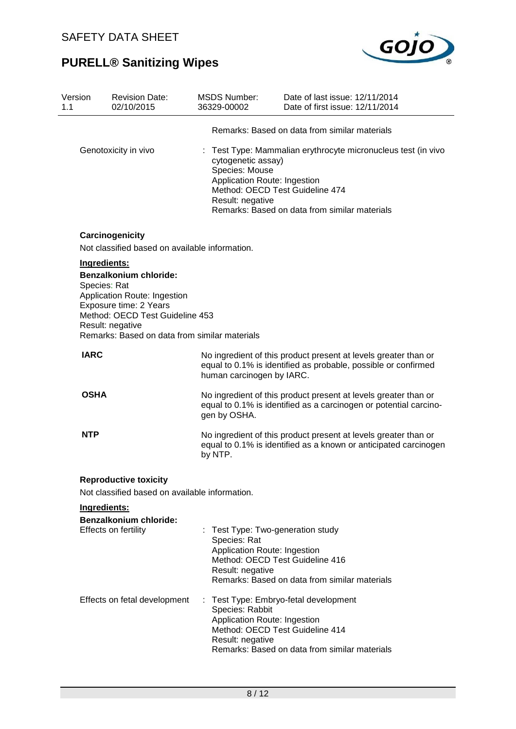Remarks: Based on data from similar materials

Genotoxicity in vivo : Test Type: Mammalian erythrocyte micronucleus test (in vivo cytogenetic assay)
Species: Mouse
Application Route: Ingestion
Method: OECD Test Guideline 474
Result: negative
Remarks: Based on data from similar materials

**Carcinogenicity**

Not classified based on available information.

**Ingredients:**

**Benzalkonium chloride:**

Species: Rat
Application Route: Ingestion
Exposure time: 2 Years
Method: OECD Test Guideline 453
Result: negative
Remarks: Based on data from similar materials

**IARC** No ingredient of this product present at levels greater than or equal to 0.1% is identified as probable, possible or confirmed human carcinogen by IARC.

**OSHA** No ingredient of this product present at levels greater than or equal to 0.1% is identified as a carcinogen or potential carcinogen by OSHA.

**NTP** No ingredient of this product present at levels greater than or equal to 0.1% is identified as a known or anticipated carcinogen by NTP.

**Reproductive toxicity**

Not classified based on available information.

**Ingredients:**

**Benzalkonium chloride:**

Effects on fertility : Test Type: Two-generation study
Species: Rat
Application Route: Ingestion
Method: OECD Test Guideline 416
Result: negative
Remarks: Based on data from similar materials

Effects on fetal development : Test Type: Embryo-fetal development
Species: Rabbit
Application Route: Ingestion
Method: OECD Test Guideline 414
Result: negative
Remarks: Based on data from similar materials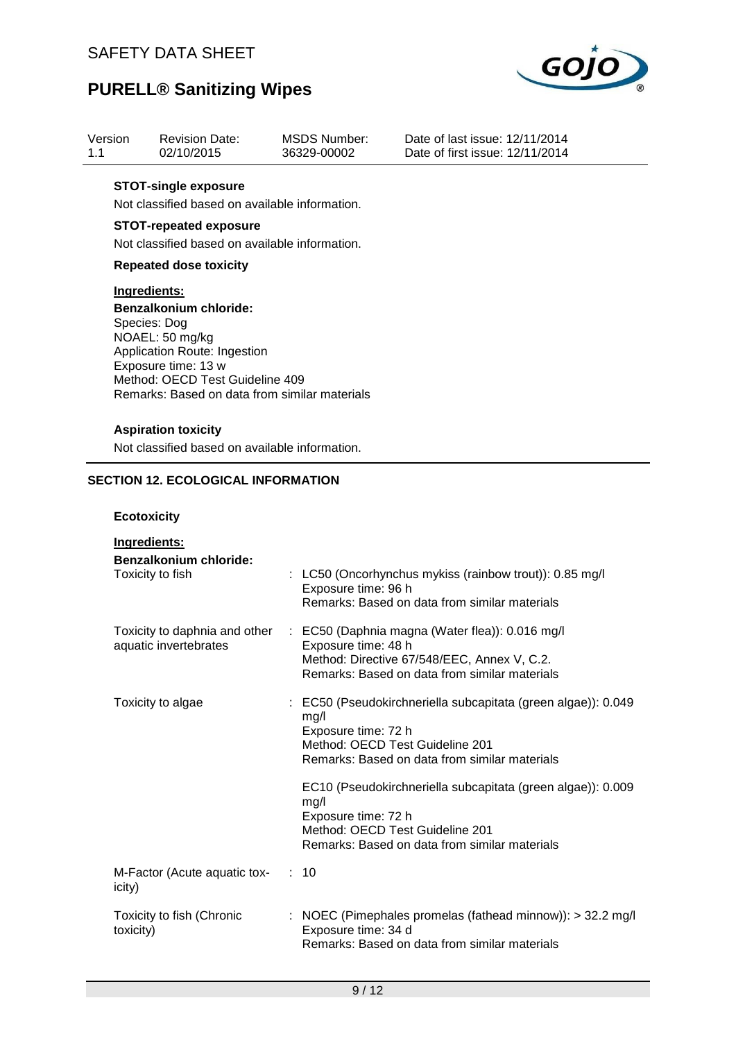| Version | Revision Date: | MSDS Number: | Date of last issue: 12/11/2014 |
|---|---|---|---|
| 1.1 | 02/10/2015 | 36329-00002 | Date of first issue: 12/11/2014 |

**STOT-single exposure**

Not classified based on available information.

**STOT-repeated exposure**

Not classified based on available information.

**Repeated dose toxicity**

**Ingredients:**

**Benzalkonium chloride:**

Species: Dog
NOAEL: 50 mg/kg
Application Route: Ingestion
Exposure time: 13 w
Method: OECD Test Guideline 409
Remarks: Based on data from similar materials

**Aspiration toxicity**

Not classified based on available information.

## SECTION 12. ECOLOGICAL INFORMATION

**Ecotoxicity**

**Ingredients:**

**Benzalkonium chloride:**

| | |
|---|---|
| Toxicity to fish | : LC50 (Oncorhynchus mykiss (rainbow trout)): 0.85 mg/l<br>Exposure time: 96 h<br>Remarks: Based on data from similar materials |
| Toxicity to daphnia and other aquatic invertebrates | : EC50 (Daphnia magna (Water flea)): 0.016 mg/l<br>Exposure time: 48 h<br>Method: Directive 67/548/EEC, Annex V, C.2.<br>Remarks: Based on data from similar materials |
| Toxicity to algae | : EC50 (Pseudokirchneriella subcapitata (green algae)): 0.049 mg/l<br>Exposure time: 72 h<br>Method: OECD Test Guideline 201<br>Remarks: Based on data from similar materials<br><br>EC10 (Pseudokirchneriella subcapitata (green algae)): 0.009 mg/l<br>Exposure time: 72 h<br>Method: OECD Test Guideline 201<br>Remarks: Based on data from similar materials |
| M-Factor (Acute aquatic toxicity) | : 10 |
| Toxicity to fish (Chronic toxicity) | : NOEC (Pimephales promelas (fathead minnow)): > 32.2 mg/l<br>Exposure time: 34 d<br>Remarks: Based on data from similar materials |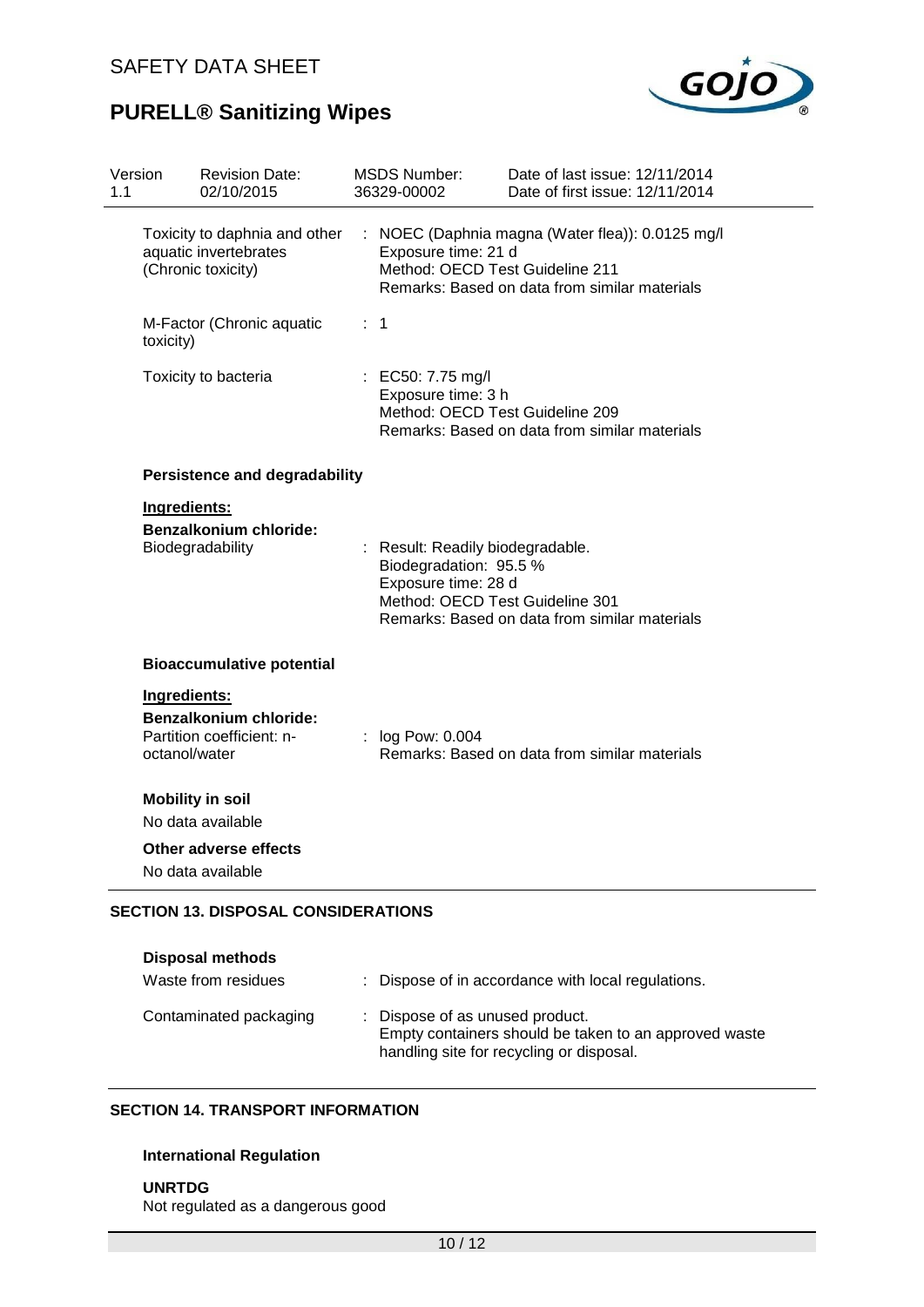Toxicity to daphnia and other aquatic invertebrates (Chronic toxicity) : NOEC (Daphnia magna (Water flea)): 0.0125 mg/l
Exposure time: 21 d
Method: OECD Test Guideline 211
Remarks: Based on data from similar materials

M-Factor (Chronic aquatic toxicity) : 1

Toxicity to bacteria : EC50: 7.75 mg/l
Exposure time: 3 h
Method: OECD Test Guideline 209
Remarks: Based on data from similar materials

**Persistence and degradability**

**Ingredients:**

**Benzalkonium chloride:**

Biodegradability : Result: Readily biodegradable.
Biodegradation: 95.5 %
Exposure time: 28 d
Method: OECD Test Guideline 301
Remarks: Based on data from similar materials

**Bioaccumulative potential**

**Ingredients:**

**Benzalkonium chloride:**

Partition coefficient: n-octanol/water : log Pow: 0.004
Remarks: Based on data from similar materials

**Mobility in soil**

No data available

**Other adverse effects**

No data available

## SECTION 13. DISPOSAL CONSIDERATIONS

**Disposal methods**

Waste from residues : Dispose of in accordance with local regulations.

Contaminated packaging : Dispose of as unused product.
Empty containers should be taken to an approved waste handling site for recycling or disposal.

## SECTION 14. TRANSPORT INFORMATION

**International Regulation**

**UNRTDG**

Not regulated as a dangerous good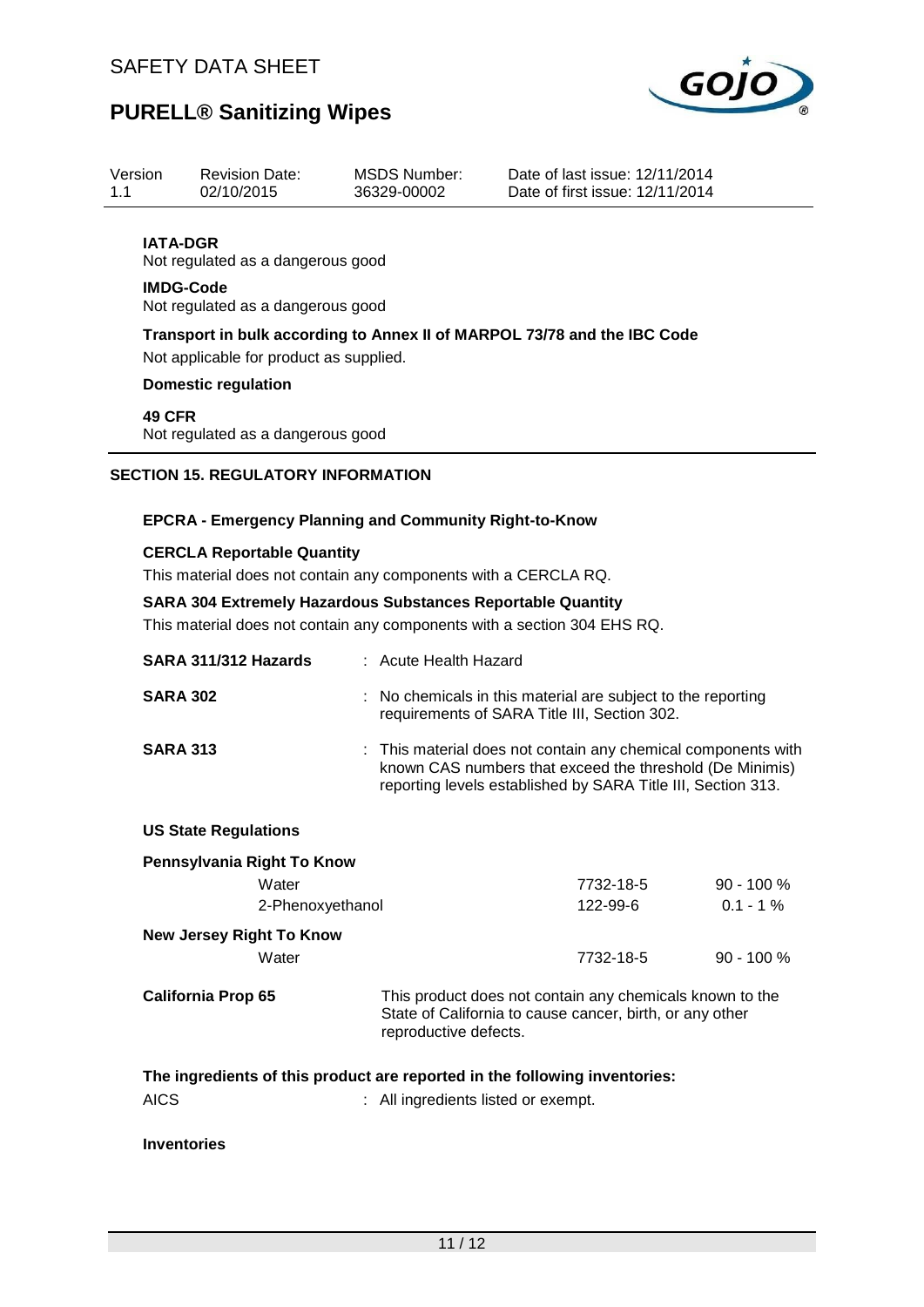**IATA-DGR**
Not regulated as a dangerous good

**IMDG-Code**
Not regulated as a dangerous good

**Transport in bulk according to Annex II of MARPOL 73/78 and the IBC Code**
Not applicable for product as supplied.

**Domestic regulation**

**49 CFR**
Not regulated as a dangerous good

## SECTION 15. REGULATORY INFORMATION

**EPCRA - Emergency Planning and Community Right-to-Know**

**CERCLA Reportable Quantity**
This material does not contain any components with a CERCLA RQ.

**SARA 304 Extremely Hazardous Substances Reportable Quantity**
This material does not contain any components with a section 304 EHS RQ.

**SARA 311/312 Hazards** : Acute Health Hazard

**SARA 302** : No chemicals in this material are subject to the reporting requirements of SARA Title III, Section 302.

**SARA 313** : This material does not contain any chemical components with known CAS numbers that exceed the threshold (De Minimis) reporting levels established by SARA Title III, Section 313.

**US State Regulations**

**Pennsylvania Right To Know**

| | | |
|---|---|---|
| Water | 7732-18-5 | 90 - 100 % |
| 2-Phenoxyethanol | 122-99-6 | 0.1 - 1 % |

**New Jersey Right To Know**

| | | |
|---|---|---|
| Water | 7732-18-5 | 90 - 100 % |

**California Prop 65** This product does not contain any chemicals known to the State of California to cause cancer, birth, or any other reproductive defects.

**The ingredients of this product are reported in the following inventories:**

AICS : All ingredients listed or exempt.

**Inventories**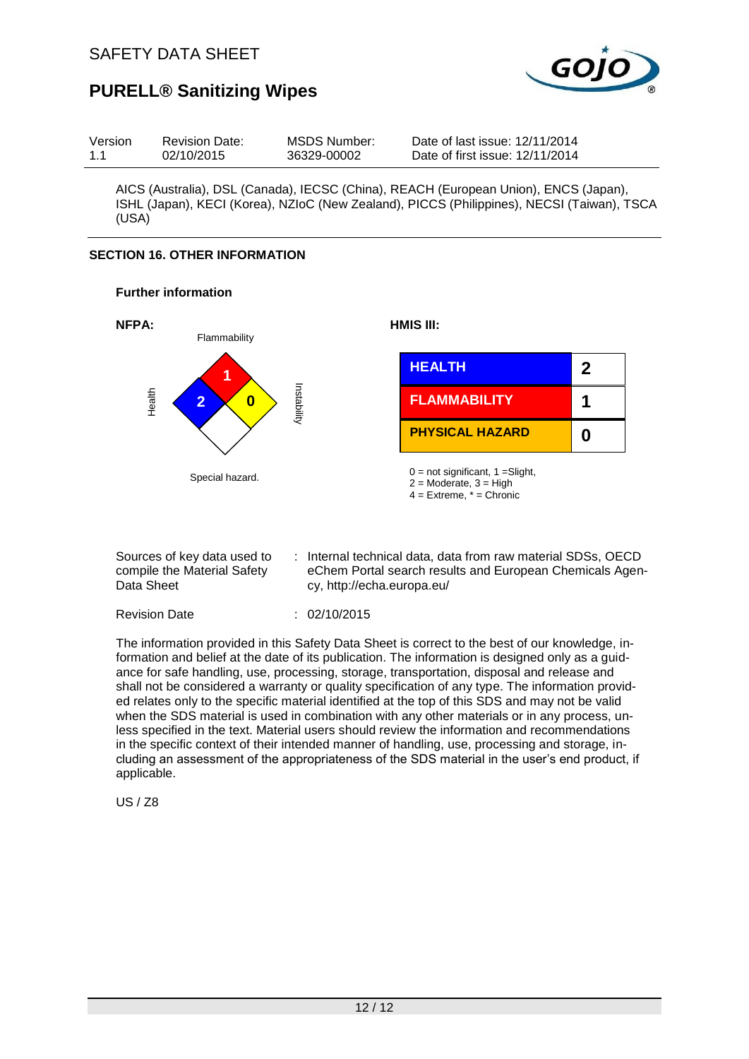| Version | Revision Date: | MSDS Number: | Date of last issue: 12/11/2014 |
| --- | --- | --- | --- |
| 1.1 | 02/10/2015 | 36329-00002 | Date of first issue: 12/11/2014 |

AICS (Australia), DSL (Canada), IECSC (China), REACH (European Union), ENCS (Japan), ISHL (Japan), KECI (Korea), NZIoC (New Zealand), PICCS (Philippines), NECSI (Taiwan), TSCA (USA)

## SECTION 16. OTHER INFORMATION

### Further information

**NFPA:**

Flammability

1

Health

2

0

Instability

Special hazard.

**HMIS III:**

| | |
| --- | --- |
| HEALTH | 2 |
| FLAMMABILITY | 1 |
| PHYSICAL HAZARD | 0 |

0 = not significant, 1 =Slight,
2 = Moderate, 3 = High
4 = Extreme, * = Chronic

Sources of key data used to compile the Material Safety Data Sheet : Internal technical data, data from raw material SDSs, OECD eChem Portal search results and European Chemicals Agency, http://echa.europa.eu/

Revision Date : 02/10/2015

The information provided in this Safety Data Sheet is correct to the best of our knowledge, information and belief at the date of its publication. The information is designed only as a guidance for safe handling, use, processing, storage, transportation, disposal and release and shall not be considered a warranty or quality specification of any type. The information provided relates only to the specific material identified at the top of this SDS and may not be valid when the SDS material is used in combination with any other materials or in any process, unless specified in the text. Material users should review the information and recommendations in the specific context of their intended manner of handling, use, processing and storage, including an assessment of the appropriateness of the SDS material in the user's end product, if applicable.

US / Z8